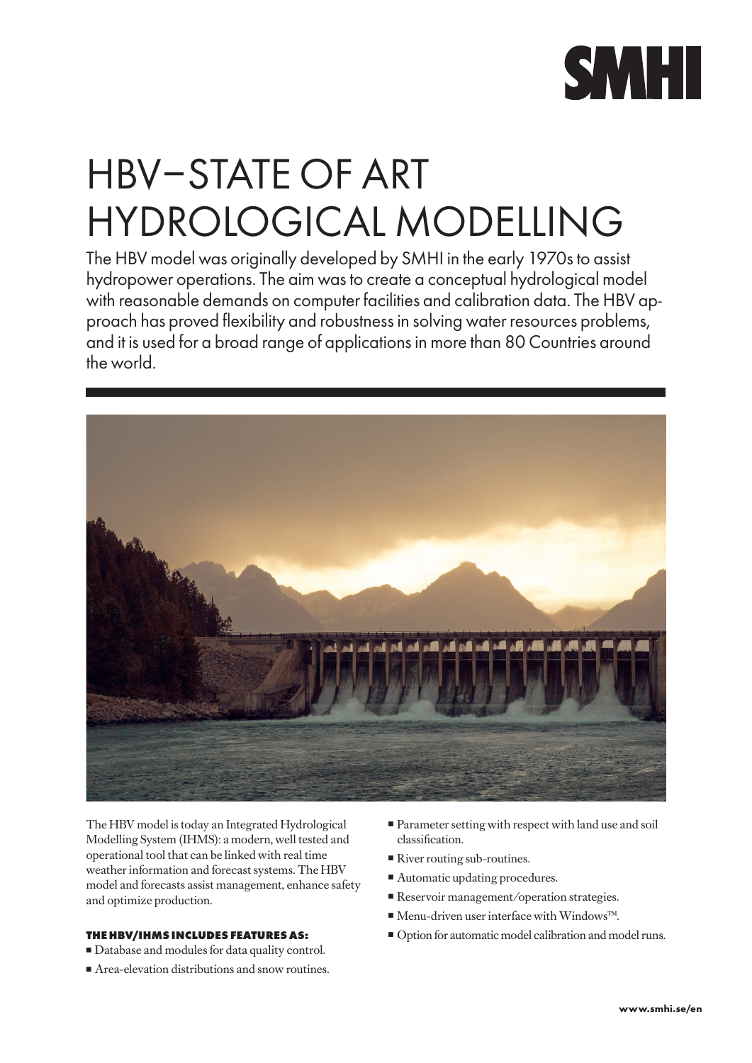SMHI

# HBV – STATE OF ART HYDROLOGICAL MODELLING

The HBV model was originally developed by SMHI in the early 1970s to assist hydropower operations. The aim was to create a conceptual hydrological model with reasonable demands on computer facilities and calibration data. The HBV approach has proved flexibility and robustness in solving water resources problems, and it is used for a broad range of applications in more than 80 Countries around the world.

The HBV model is today an Integrated Hydrological Modelling System (IHMS): a modern, well tested and operational tool that can be linked with real time weather information and forecast systems. The HBV model and forecasts assist management, enhance safety and optimize production.

**THE HBV/IHMS INCLUDES FEATURES AS:**

- Database and modules for data quality control.
- Area-elevation distributions and snow routines.
- Parameter setting with respect with land use and soil classification.
- River routing sub-routines.
- Automatic updating procedures.
- Reservoir management/operation strategies.
- Menu-driven user interface with Windows™.
- Option for automatic model calibration and model runs.

www.smhi.se/en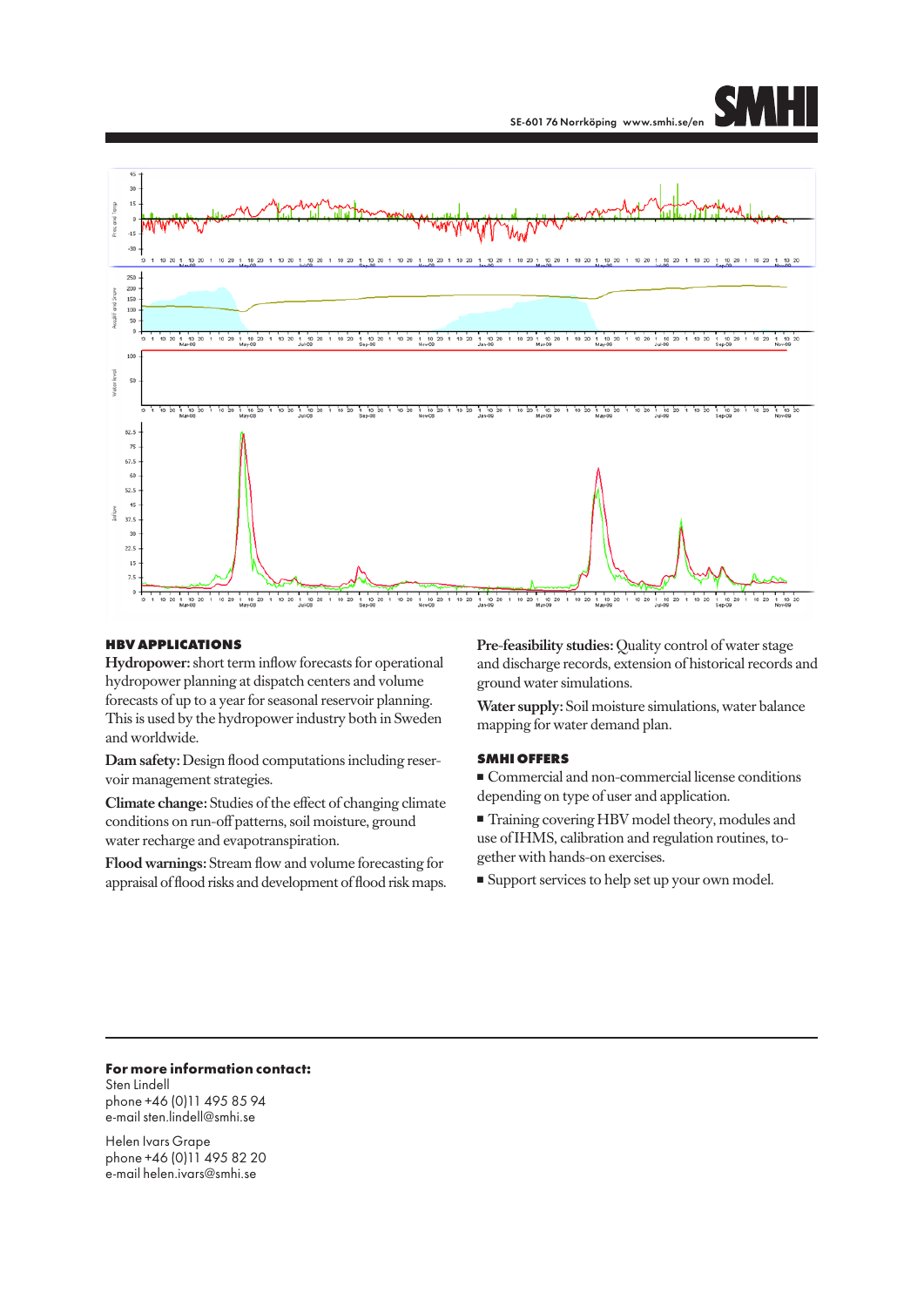### HBV APPLICATIONS

**Hydropower:** short term inflow forecasts for operational hydropower planning at dispatch centers and volume forecasts of up to a year for seasonal reservoir planning. This is used by the hydropower industry both in Sweden and worldwide.

**Dam safety:** Design flood computations including reservoir management strategies.

**Climate change:** Studies of the effect of changing climate conditions on run-off patterns, soil moisture, ground water recharge and evapotranspiration.

**Flood warnings:** Stream flow and volume forecasting for appraisal of flood risks and development of flood risk maps.

**Pre-feasibility studies:** Quality control of water stage and discharge records, extension of historical records and ground water simulations.

**Water supply:** Soil moisture simulations, water balance mapping for water demand plan.

### SMHI OFFERS

- Commercial and non-commercial license conditions depending on type of user and application.
- Training covering HBV model theory, modules and use of IHMS, calibration and regulation routines, together with hands-on exercises.
- Support services to help set up your own model.

**For more information contact:**
Sten Lindell
phone +46 (0)11 495 85 94
e-mail sten.lindell@smhi.se

Helen Ivars Grape
phone +46 (0)11 495 82 20
e-mail helen.ivars@smhi.se